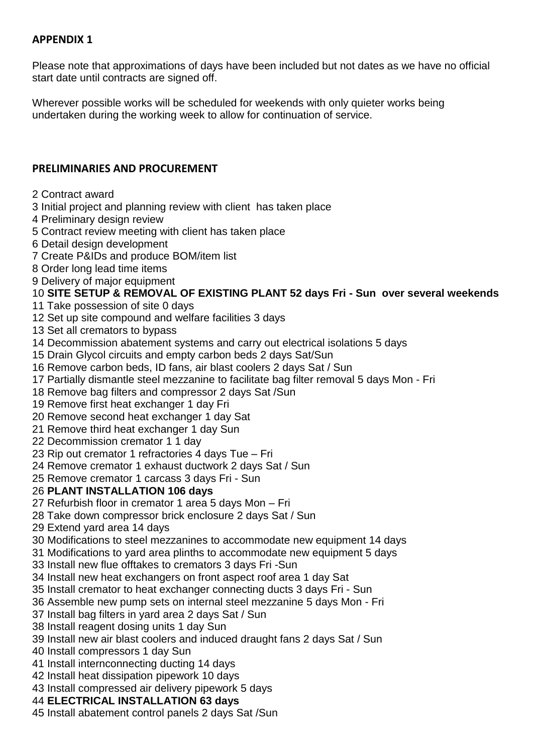**APPENDIX 1**

Please note that approximations of days have been included but not dates as we have no official start date until contracts are signed off.

Wherever possible works will be scheduled for weekends with only quieter works being undertaken during the working week to allow for continuation of service.

**PRELIMINARIES AND PROCUREMENT**

2 Contract award
3 Initial project and planning review with client has taken place
4 Preliminary design review
5 Contract review meeting with client has taken place
6 Detail design development
7 Create P&IDs and produce BOM/item list
8 Order long lead time items
9 Delivery of major equipment
10 **SITE SETUP & REMOVAL OF EXISTING PLANT 52 days Fri - Sun over several weekends**
11 Take possession of site 0 days
12 Set up site compound and welfare facilities 3 days
13 Set all cremators to bypass
14 Decommission abatement systems and carry out electrical isolations 5 days
15 Drain Glycol circuits and empty carbon beds 2 days Sat/Sun
16 Remove carbon beds, ID fans, air blast coolers 2 days Sat / Sun
17 Partially dismantle steel mezzanine to facilitate bag filter removal 5 days Mon - Fri
18 Remove bag filters and compressor 2 days Sat /Sun
19 Remove first heat exchanger 1 day Fri
20 Remove second heat exchanger 1 day Sat
21 Remove third heat exchanger 1 day Sun
22 Decommission cremator 1 1 day
23 Rip out cremator 1 refractories 4 days Tue – Fri
24 Remove cremator 1 exhaust ductwork 2 days Sat / Sun
25 Remove cremator 1 carcass 3 days Fri - Sun
26 **PLANT INSTALLATION 106 days**
27 Refurbish floor in cremator 1 area 5 days Mon – Fri
28 Take down compressor brick enclosure 2 days Sat / Sun
29 Extend yard area 14 days
30 Modifications to steel mezzanines to accommodate new equipment 14 days
31 Modifications to yard area plinths to accommodate new equipment 5 days
33 Install new flue offtakes to cremators 3 days Fri -Sun
34 Install new heat exchangers on front aspect roof area 1 day Sat
35 Install cremator to heat exchanger connecting ducts 3 days Fri - Sun
36 Assemble new pump sets on internal steel mezzanine 5 days Mon - Fri
37 Install bag filters in yard area 2 days Sat / Sun
38 Install reagent dosing units 1 day Sun
39 Install new air blast coolers and induced draught fans 2 days Sat / Sun
40 Install compressors 1 day Sun
41 Install internconnecting ducting 14 days
42 Install heat dissipation pipework 10 days
43 Install compressed air delivery pipework 5 days
44 **ELECTRICAL INSTALLATION 63 days**
45 Install abatement control panels 2 days Sat /Sun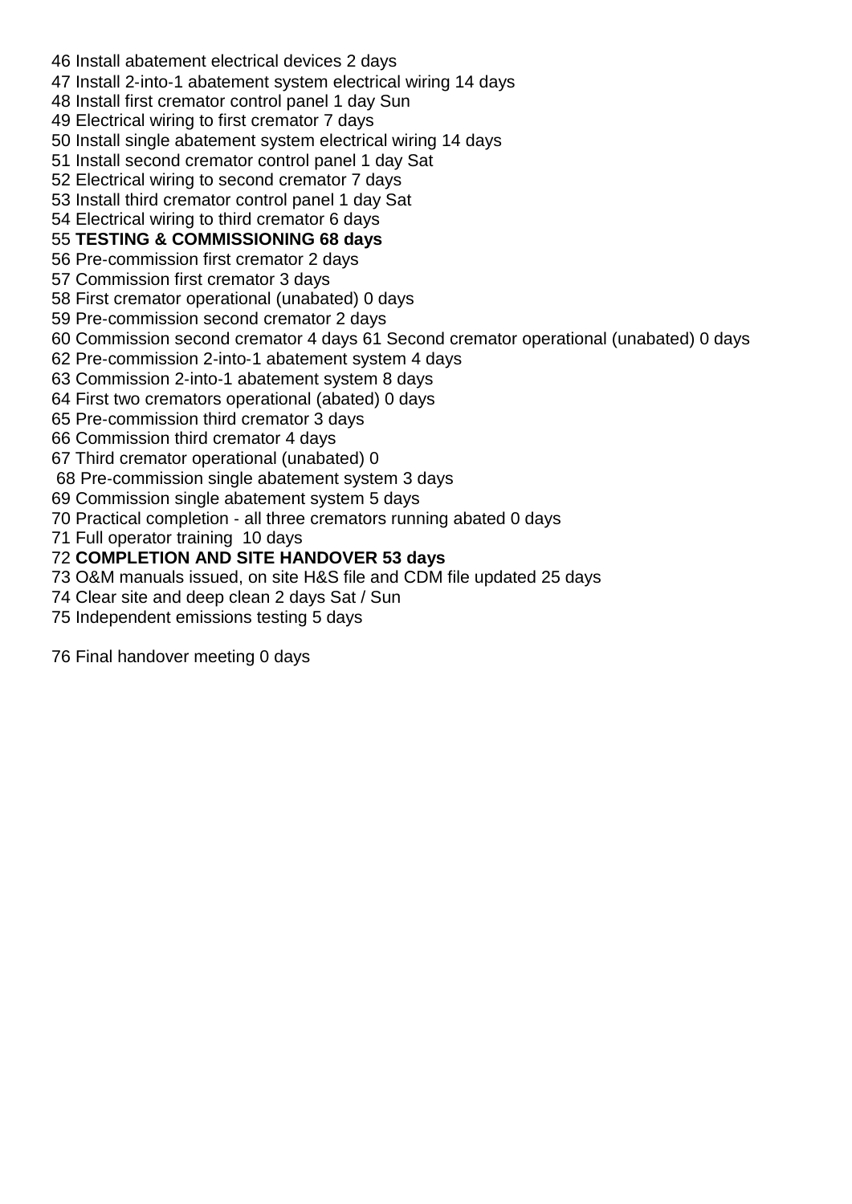46 Install abatement electrical devices 2 days
47 Install 2-into-1 abatement system electrical wiring 14 days
48 Install first cremator control panel 1 day Sun
49 Electrical wiring to first cremator 7 days
50 Install single abatement system electrical wiring 14 days
51 Install second cremator control panel 1 day Sat
52 Electrical wiring to second cremator 7 days
53 Install third cremator control panel 1 day Sat
54 Electrical wiring to third cremator 6 days
55 **TESTING & COMMISSIONING 68 days**
56 Pre-commission first cremator 2 days
57 Commission first cremator 3 days
58 First cremator operational (unabated) 0 days
59 Pre-commission second cremator 2 days
60 Commission second cremator 4 days 61 Second cremator operational (unabated) 0 days
62 Pre-commission 2-into-1 abatement system 4 days
63 Commission 2-into-1 abatement system 8 days
64 First two cremators operational (abated) 0 days
65 Pre-commission third cremator 3 days
66 Commission third cremator 4 days
67 Third cremator operational (unabated) 0
68 Pre-commission single abatement system 3 days
69 Commission single abatement system 5 days
70 Practical completion - all three cremators running abated 0 days
71 Full operator training 10 days
72 **COMPLETION AND SITE HANDOVER 53 days**
73 O&M manuals issued, on site H&S file and CDM file updated 25 days
74 Clear site and deep clean 2 days Sat / Sun
75 Independent emissions testing 5 days

76 Final handover meeting 0 days